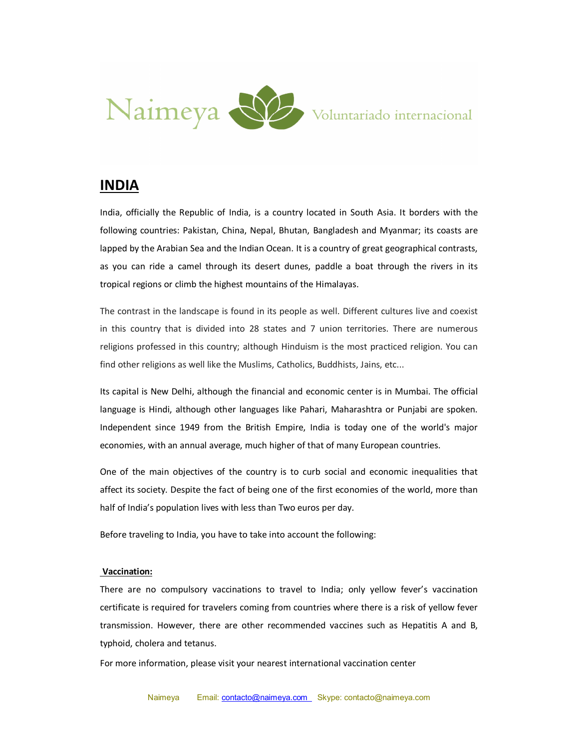# INDIA

India, officially the Republic of India, is a country located in South Asia. It borders with the following countries: Pakistan, China, Nepal, Bhutan, Bangladesh and Myanmar; its coasts are lapped by the Arabian Sea and the Indian Ocean. It is a country of great geographical contrasts, as you can ride a camel through its desert dunes, paddle a boat through the rivers in its tropical regions or climb the highest mountains of the Himalayas.

The contrast in the landscape is found in its people as well. Different cultures live and coexist in this country that is divided into 28 states and 7 union territories. There are numerous religions professed in this country; although Hinduism is the most practiced religion. You can find other religions as well like the Muslims, Catholics, Buddhists, Jains, etc...

Its capital is New Delhi, although the financial and economic center is in Mumbai. The official language is Hindi, although other languages like Pahari, Maharashtra or Punjabi are spoken. Independent since 1949 from the British Empire, India is today one of the world's major economies, with an annual average, much higher of that of many European countries.

One of the main objectives of the country is to curb social and economic inequalities that affect its society. Despite the fact of being one of the first economies of the world, more than half of India's population lives with less than Two euros per day.

Before traveling to India, you have to take into account the following:

**Vaccination:**

There are no compulsory vaccinations to travel to India; only yellow fever's vaccination certificate is required for travelers coming from countries where there is a risk of yellow fever transmission. However, there are other recommended vaccines such as Hepatitis A and B, typhoid, cholera and tetanus.

For more information, please visit your nearest international vaccination center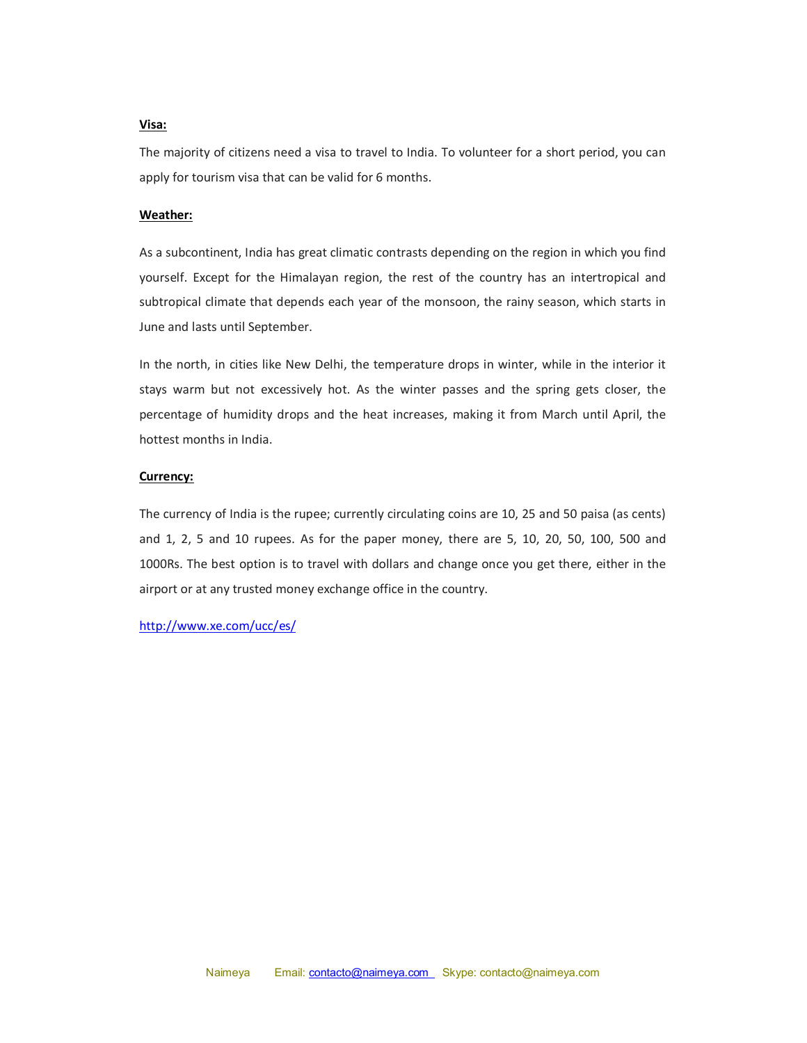**Visa:**

The majority of citizens need a visa to travel to India. To volunteer for a short period, you can apply for tourism visa that can be valid for 6 months.

**Weather:**

As a subcontinent, India has great climatic contrasts depending on the region in which you find yourself. Except for the Himalayan region, the rest of the country has an intertropical and subtropical climate that depends each year of the monsoon, the rainy season, which starts in June and lasts until September.

In the north, in cities like New Delhi, the temperature drops in winter, while in the interior it stays warm but not excessively hot. As the winter passes and the spring gets closer, the percentage of humidity drops and the heat increases, making it from March until April, the hottest months in India.

**Currency:**

The currency of India is the rupee; currently circulating coins are 10, 25 and 50 paisa (as cents) and 1, 2, 5 and 10 rupees. As for the paper money, there are 5, 10, 20, 50, 100, 500 and 1000Rs. The best option is to travel with dollars and change once you get there, either in the airport or at any trusted money exchange office in the country.

http://www.xe.com/ucc/es/

Naimeya Email: contacto@naimeya.com Skype: contacto@naimeya.com